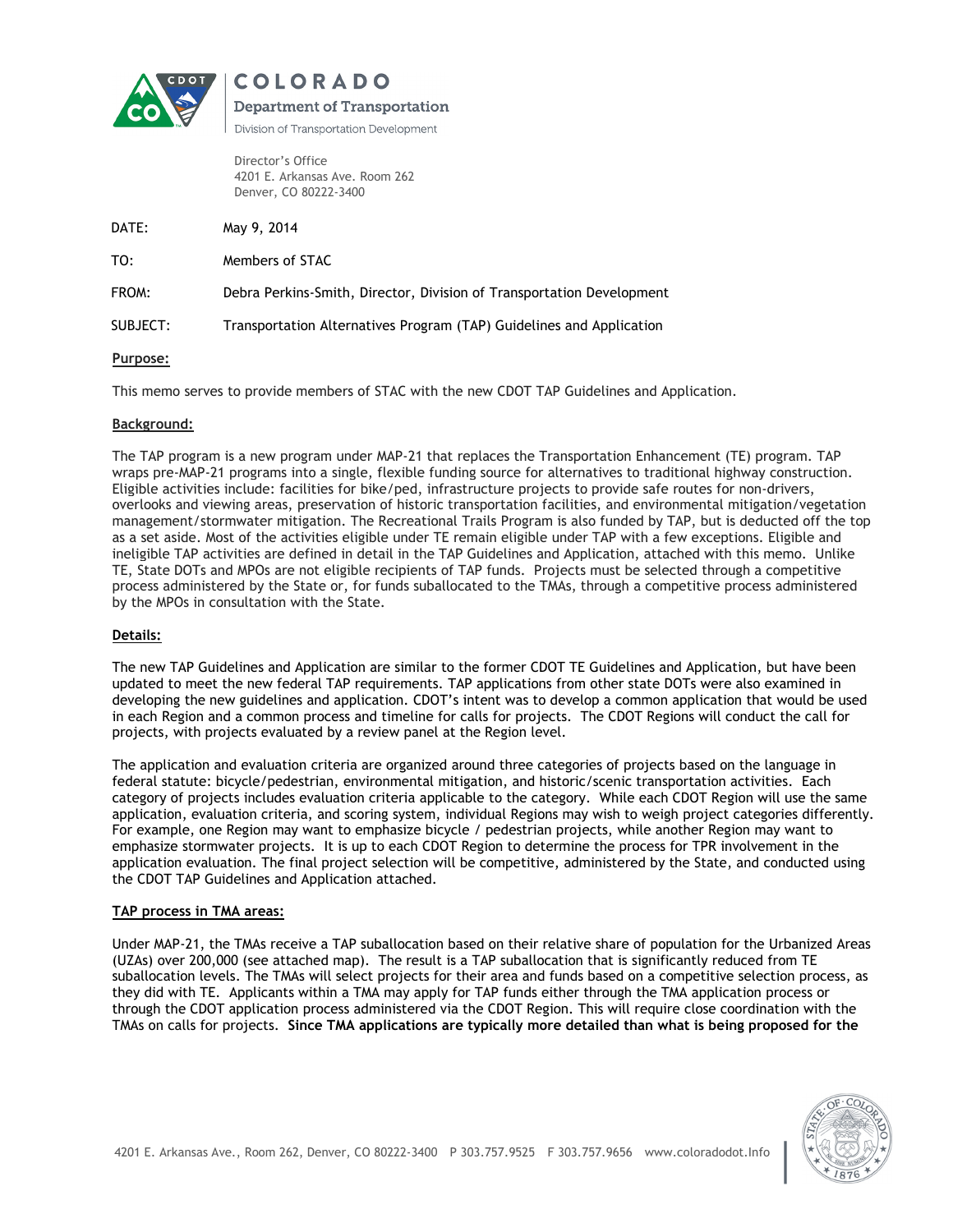COLORADO

Department of Transportation

Division of Transportation Development

Director's Office
4201 E. Arkansas Ave. Room 262
Denver, CO 80222-3400

DATE: May 9, 2014

TO: Members of STAC

FROM: Debra Perkins-Smith, Director, Division of Transportation Development

SUBJECT: Transportation Alternatives Program (TAP) Guidelines and Application

**Purpose:**

This memo serves to provide members of STAC with the new CDOT TAP Guidelines and Application.

**Background:**

The TAP program is a new program under MAP-21 that replaces the Transportation Enhancement (TE) program. TAP wraps pre-MAP-21 programs into a single, flexible funding source for alternatives to traditional highway construction. Eligible activities include: facilities for bike/ped, infrastructure projects to provide safe routes for non-drivers, overlooks and viewing areas, preservation of historic transportation facilities, and environmental mitigation/vegetation management/stormwater mitigation. The Recreational Trails Program is also funded by TAP, but is deducted off the top as a set aside. Most of the activities eligible under TE remain eligible under TAP with a few exceptions. Eligible and ineligible TAP activities are defined in detail in the TAP Guidelines and Application, attached with this memo. Unlike TE, State DOTs and MPOs are not eligible recipients of TAP funds. Projects must be selected through a competitive process administered by the State or, for funds suballocated to the TMAs, through a competitive process administered by the MPOs in consultation with the State.

**Details:**

The new TAP Guidelines and Application are similar to the former CDOT TE Guidelines and Application, but have been updated to meet the new federal TAP requirements. TAP applications from other state DOTs were also examined in developing the new guidelines and application. CDOT's intent was to develop a common application that would be used in each Region and a common process and timeline for calls for projects. The CDOT Regions will conduct the call for projects, with projects evaluated by a review panel at the Region level.

The application and evaluation criteria are organized around three categories of projects based on the language in federal statute: bicycle/pedestrian, environmental mitigation, and historic/scenic transportation activities. Each category of projects includes evaluation criteria applicable to the category. While each CDOT Region will use the same application, evaluation criteria, and scoring system, individual Regions may wish to weigh project categories differently. For example, one Region may want to emphasize bicycle / pedestrian projects, while another Region may want to emphasize stormwater projects. It is up to each CDOT Region to determine the process for TPR involvement in the application evaluation. The final project selection will be competitive, administered by the State, and conducted using the CDOT TAP Guidelines and Application attached.

**TAP process in TMA areas:**

Under MAP-21, the TMAs receive a TAP suballocation based on their relative share of population for the Urbanized Areas (UZAs) over 200,000 (see attached map). The result is a TAP suballocation that is significantly reduced from TE suballocation levels. The TMAs will select projects for their area and funds based on a competitive selection process, as they did with TE. Applicants within a TMA may apply for TAP funds either through the TMA application process or through the CDOT application process administered via the CDOT Region. This will require close coordination with the TMAs on calls for projects. **Since TMA applications are typically more detailed than what is being proposed for the**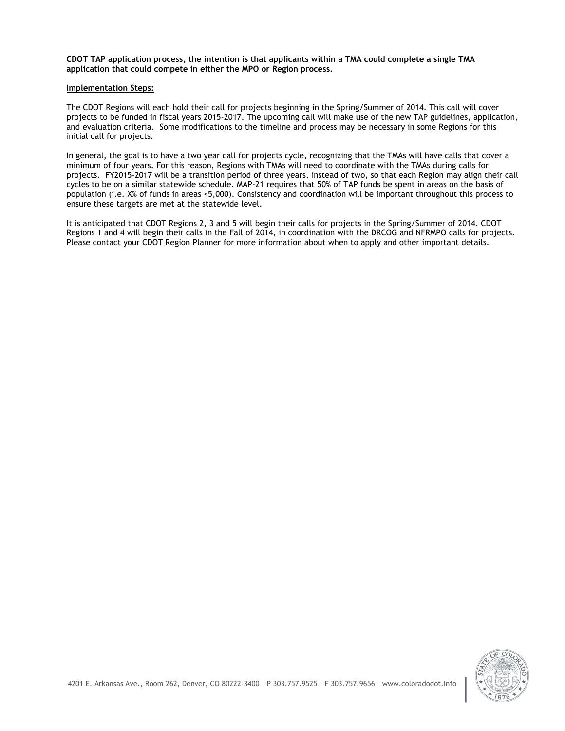**CDOT TAP application process, the intention is that applicants within a TMA could complete a single TMA application that could compete in either the MPO or Region process.**

**Implementation Steps:**

The CDOT Regions will each hold their call for projects beginning in the Spring/Summer of 2014. This call will cover projects to be funded in fiscal years 2015-2017. The upcoming call will make use of the new TAP guidelines, application, and evaluation criteria. Some modifications to the timeline and process may be necessary in some Regions for this initial call for projects.

In general, the goal is to have a two year call for projects cycle, recognizing that the TMAs will have calls that cover a minimum of four years. For this reason, Regions with TMAs will need to coordinate with the TMAs during calls for projects. FY2015-2017 will be a transition period of three years, instead of two, so that each Region may align their call cycles to be on a similar statewide schedule. MAP-21 requires that 50% of TAP funds be spent in areas on the basis of population (i.e. X% of funds in areas <5,000). Consistency and coordination will be important throughout this process to ensure these targets are met at the statewide level.

It is anticipated that CDOT Regions 2, 3 and 5 will begin their calls for projects in the Spring/Summer of 2014. CDOT Regions 1 and 4 will begin their calls in the Fall of 2014, in coordination with the DRCOG and NFRMPO calls for projects. Please contact your CDOT Region Planner for more information about when to apply and other important details.